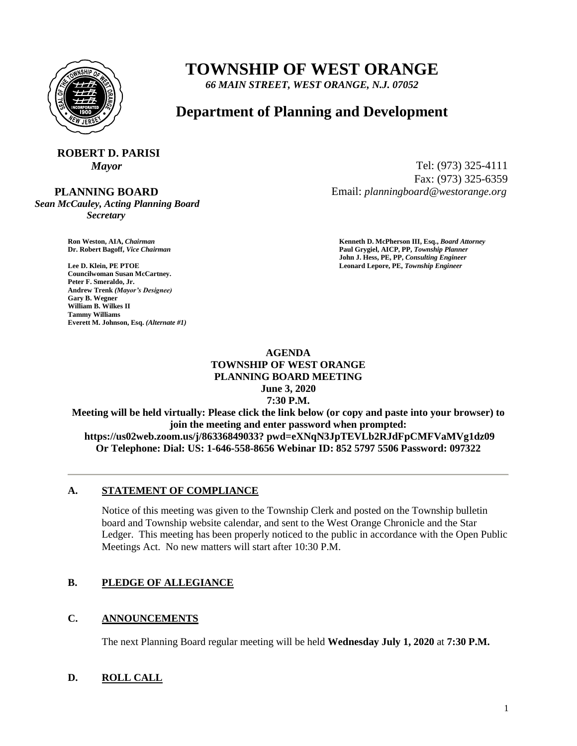# TOWNSHIP OF WEST ORANGE

*66 MAIN STREET, WEST ORANGE, N.J. 07052*

## Department of Planning and Development

**ROBERT D. PARISI**
*Mayor*

Tel: (973) 325-4111
Fax: (973) 325-6359
Email: *planningboard@westorange.org*

**PLANNING BOARD**
*Sean McCauley, Acting Planning Board Secretary*

**Ron Weston, AIA,** ***Chairman***
**Dr. Robert Bagoff,** ***Vice Chairman***

**Lee D. Klein, PE PTOE**
**Councilwoman Susan McCartney.**
**Peter F. Smeraldo, Jr.**
**Andrew Trenk** ***(Mayor's Designee)***
**Gary B. Wegner**
**William B. Wilkes II**
**Tammy Williams**
**Everett M. Johnson, Esq.** ***(Alternate #1)***

**Kenneth D. McPherson III, Esq.,** ***Board Attorney***
**Paul Grygiel, AICP, PP,** ***Township Planner***
**John J. Hess, PE, PP,** ***Consulting Engineer***
**Leonard Lepore, PE,** ***Township Engineer***

**AGENDA**
**TOWNSHIP OF WEST ORANGE**
**PLANNING BOARD MEETING**
**June 3, 2020**
**7:30 P.M.**

**Meeting will be held virtually: Please click the link below (or copy and paste into your browser) to join the meeting and enter password when prompted:**
**https://us02web.zoom.us/j/86336849033? pwd=eXNqN3JpTEVLb2RJdFpCMFVaMVg1dz09**
**Or Telephone: Dial: US: 1-646-558-8656 Webinar ID: 852 5797 5506 Password: 097322**

---

**A. STATEMENT OF COMPLIANCE**

Notice of this meeting was given to the Township Clerk and posted on the Township bulletin board and Township website calendar, and sent to the West Orange Chronicle and the Star Ledger. This meeting has been properly noticed to the public in accordance with the Open Public Meetings Act. No new matters will start after 10:30 P.M.

**B. PLEDGE OF ALLEGIANCE**

**C. ANNOUNCEMENTS**

The next Planning Board regular meeting will be held **Wednesday July 1, 2020** at **7:30 P.M.**

**D. ROLL CALL**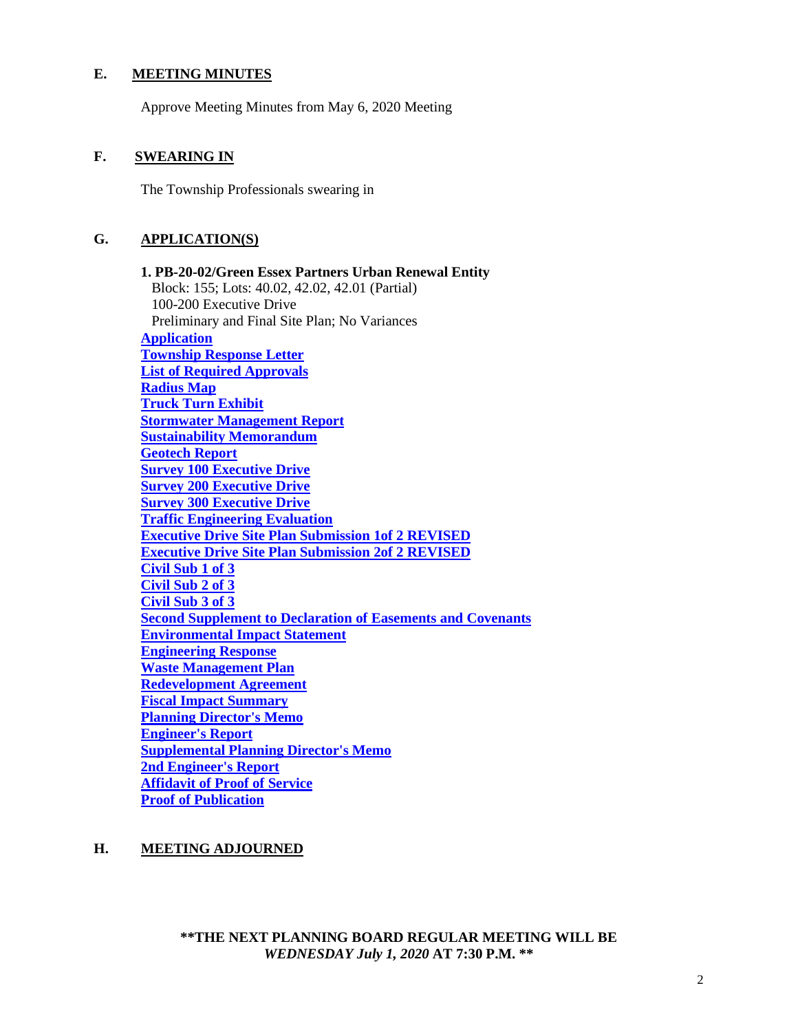## E. MEETING MINUTES

Approve Meeting Minutes from May 6, 2020 Meeting

## F. SWEARING IN

The Township Professionals swearing in

## G. APPLICATION(S)

**1. PB-20-02/Green Essex Partners Urban Renewal Entity**
Block: 155; Lots: 40.02, 42.02, 42.01 (Partial)
100-200 Executive Drive
Preliminary and Final Site Plan; No Variances

**Application**
**Township Response Letter**
**List of Required Approvals**
**Radius Map**
**Truck Turn Exhibit**
**Stormwater Management Report**
**Sustainability Memorandum**
**Geotech Report**
**Survey 100 Executive Drive**
**Survey 200 Executive Drive**
**Survey 300 Executive Drive**
**Traffic Engineering Evaluation**
**Executive Drive Site Plan Submission 1of 2 REVISED**
**Executive Drive Site Plan Submission 2of 2 REVISED**
**Civil Sub 1 of 3**
**Civil Sub 2 of 3**
**Civil Sub 3 of 3**
**Second Supplement to Declaration of Easements and Covenants**
**Environmental Impact Statement**
**Engineering Response**
**Waste Management Plan**
**Redevelopment Agreement**
**Fiscal Impact Summary**
**Planning Director's Memo**
**Engineer's Report**
**Supplemental Planning Director's Memo**
**2nd Engineer's Report**
**Affidavit of Proof of Service**
**Proof of Publication**

## H. MEETING ADJOURNED

**\*\*THE NEXT PLANNING BOARD REGULAR MEETING WILL BE *WEDNESDAY July 1, 2020* AT 7:30 P.M. \*\***